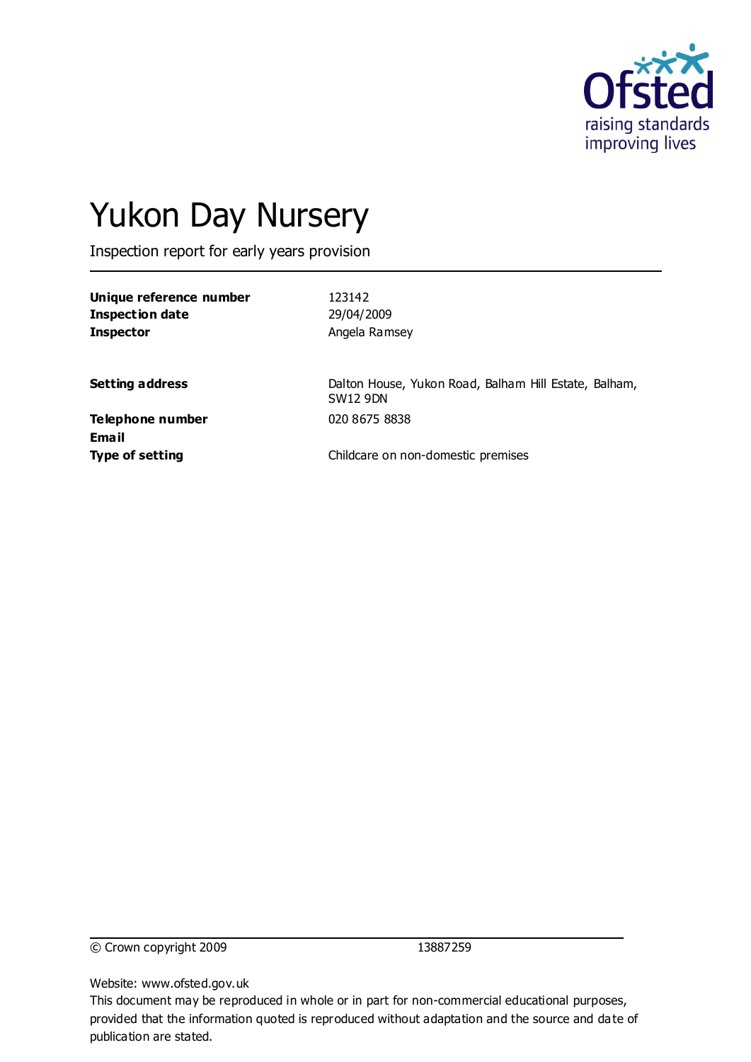# Yukon Day Nursery

Inspection report for early years provision

| | |
|---|---|
| **Unique reference number** | 123142 |
| **Inspection date** | 29/04/2009 |
| **Inspector** | Angela Ramsey |
| | |
| **Setting address** | Dalton House, Yukon Road, Balham Hill Estate, Balham, SW12 9DN |
| **Telephone number** | 020 8675 8838 |
| **Email** | |
| **Type of setting** | Childcare on non-domestic premises |

© Crown copyright 2009 13887259

Website: www.ofsted.gov.uk

This document may be reproduced in whole or in part for non-commercial educational purposes, provided that the information quoted is reproduced without adaptation and the source and date of publication are stated.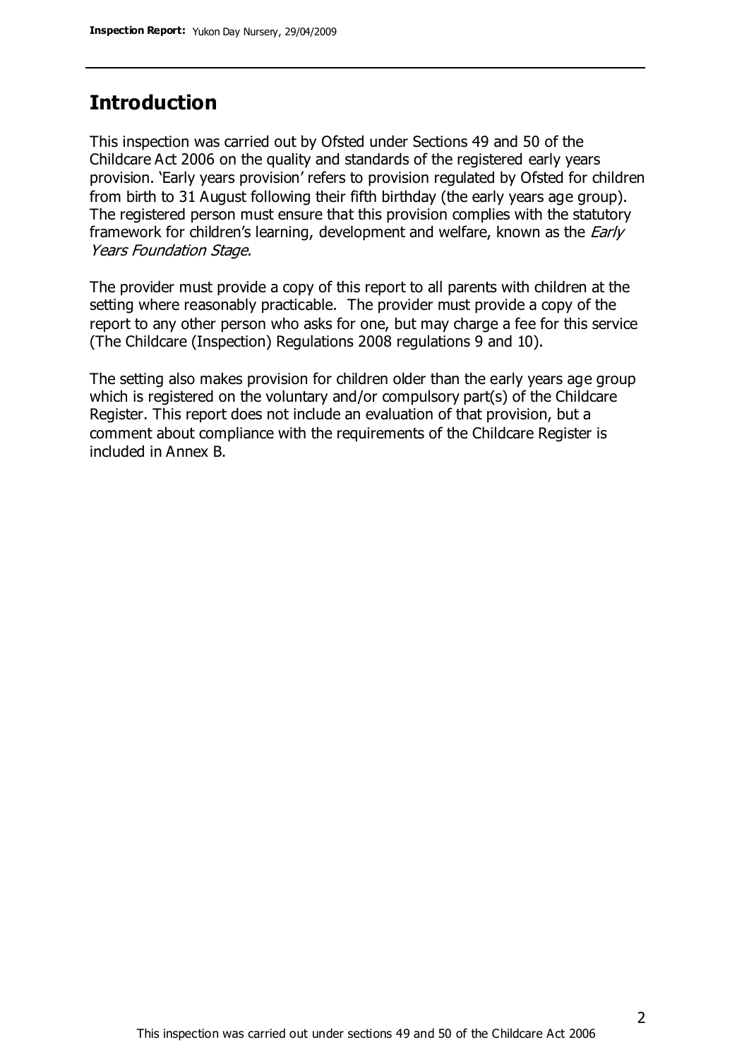## Introduction

This inspection was carried out by Ofsted under Sections 49 and 50 of the Childcare Act 2006 on the quality and standards of the registered early years provision. 'Early years provision' refers to provision regulated by Ofsted for children from birth to 31 August following their fifth birthday (the early years age group). The registered person must ensure that this provision complies with the statutory framework for children's learning, development and welfare, known as the *Early Years Foundation Stage.*

The provider must provide a copy of this report to all parents with children at the setting where reasonably practicable. The provider must provide a copy of the report to any other person who asks for one, but may charge a fee for this service (The Childcare (Inspection) Regulations 2008 regulations 9 and 10).

The setting also makes provision for children older than the early years age group which is registered on the voluntary and/or compulsory part(s) of the Childcare Register. This report does not include an evaluation of that provision, but a comment about compliance with the requirements of the Childcare Register is included in Annex B.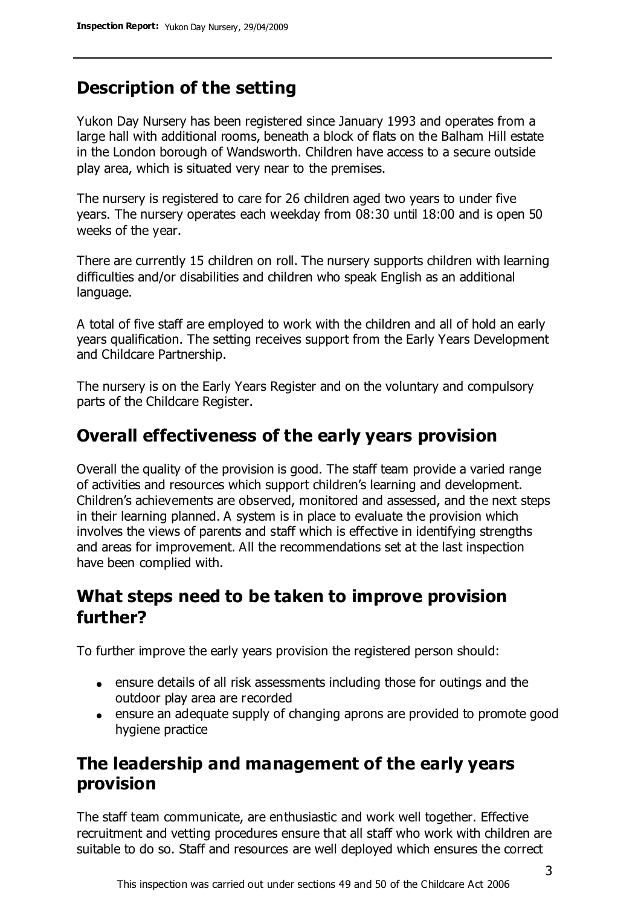## Description of the setting

Yukon Day Nursery has been registered since January 1993 and operates from a large hall with additional rooms, beneath a block of flats on the Balham Hill estate in the London borough of Wandsworth. Children have access to a secure outside play area, which is situated very near to the premises.

The nursery is registered to care for 26 children aged two years to under five years. The nursery operates each weekday from 08:30 until 18:00 and is open 50 weeks of the year.

There are currently 15 children on roll. The nursery supports children with learning difficulties and/or disabilities and children who speak English as an additional language.

A total of five staff are employed to work with the children and all of hold an early years qualification. The setting receives support from the Early Years Development and Childcare Partnership.

The nursery is on the Early Years Register and on the voluntary and compulsory parts of the Childcare Register.

## Overall effectiveness of the early years provision

Overall the quality of the provision is good. The staff team provide a varied range of activities and resources which support children's learning and development. Children's achievements are observed, monitored and assessed, and the next steps in their learning planned. A system is in place to evaluate the provision which involves the views of parents and staff which is effective in identifying strengths and areas for improvement. All the recommendations set at the last inspection have been complied with.

## What steps need to be taken to improve provision further?

To further improve the early years provision the registered person should:

- ensure details of all risk assessments including those for outings and the outdoor play area are recorded
- ensure an adequate supply of changing aprons are provided to promote good hygiene practice

## The leadership and management of the early years provision

The staff team communicate, are enthusiastic and work well together. Effective recruitment and vetting procedures ensure that all staff who work with children are suitable to do so. Staff and resources are well deployed which ensures the correct

This inspection was carried out under sections 49 and 50 of the Childcare Act 2006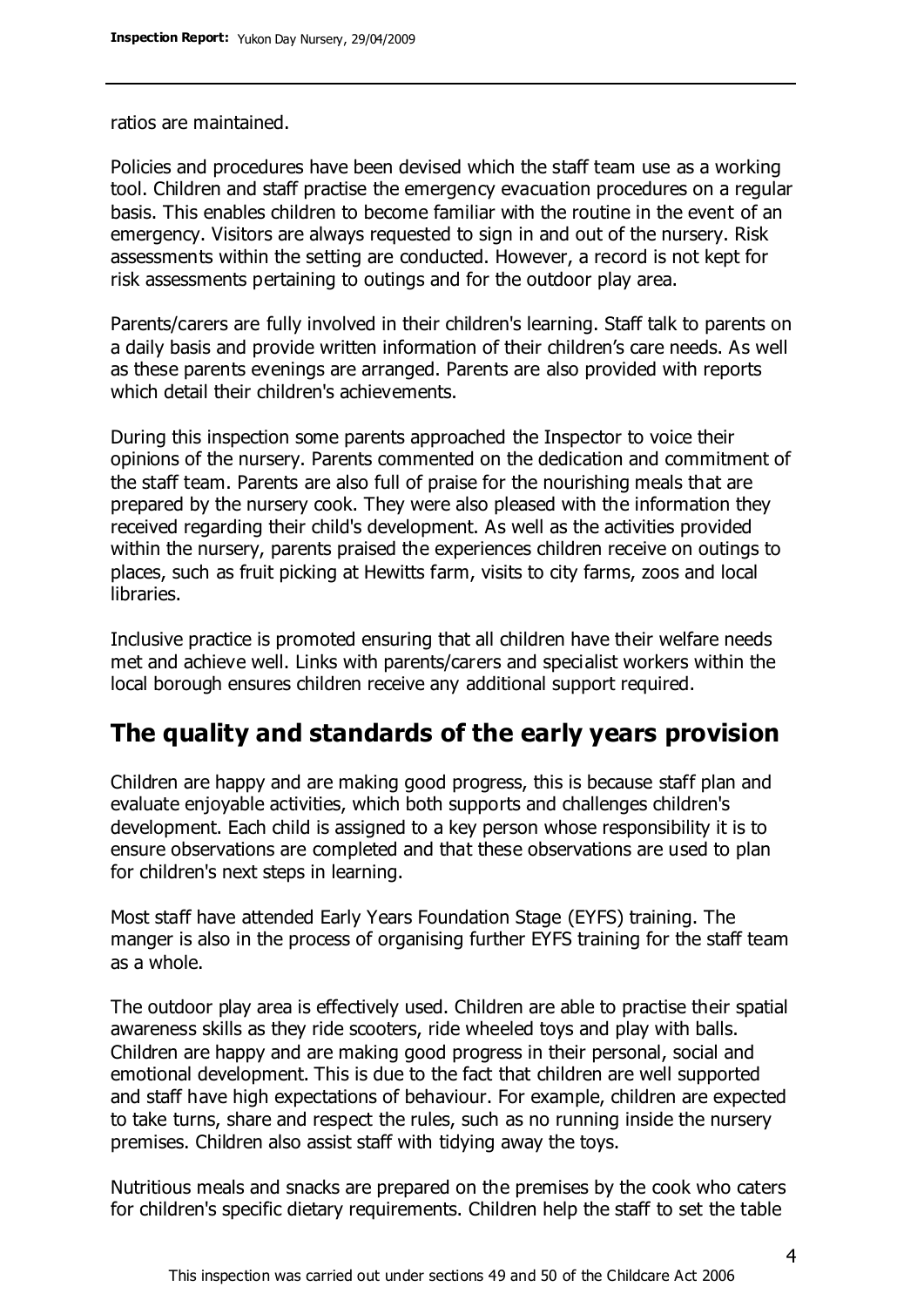ratios are maintained.

Policies and procedures have been devised which the staff team use as a working tool. Children and staff practise the emergency evacuation procedures on a regular basis. This enables children to become familiar with the routine in the event of an emergency. Visitors are always requested to sign in and out of the nursery. Risk assessments within the setting are conducted. However, a record is not kept for risk assessments pertaining to outings and for the outdoor play area.

Parents/carers are fully involved in their children's learning. Staff talk to parents on a daily basis and provide written information of their children's care needs. As well as these parents evenings are arranged. Parents are also provided with reports which detail their children's achievements.

During this inspection some parents approached the Inspector to voice their opinions of the nursery. Parents commented on the dedication and commitment of the staff team. Parents are also full of praise for the nourishing meals that are prepared by the nursery cook. They were also pleased with the information they received regarding their child's development. As well as the activities provided within the nursery, parents praised the experiences children receive on outings to places, such as fruit picking at Hewitts farm, visits to city farms, zoos and local libraries.

Inclusive practice is promoted ensuring that all children have their welfare needs met and achieve well. Links with parents/carers and specialist workers within the local borough ensures children receive any additional support required.

## The quality and standards of the early years provision

Children are happy and are making good progress, this is because staff plan and evaluate enjoyable activities, which both supports and challenges children's development. Each child is assigned to a key person whose responsibility it is to ensure observations are completed and that these observations are used to plan for children's next steps in learning.

Most staff have attended Early Years Foundation Stage (EYFS) training. The manger is also in the process of organising further EYFS training for the staff team as a whole.

The outdoor play area is effectively used. Children are able to practise their spatial awareness skills as they ride scooters, ride wheeled toys and play with balls. Children are happy and are making good progress in their personal, social and emotional development. This is due to the fact that children are well supported and staff have high expectations of behaviour. For example, children are expected to take turns, share and respect the rules, such as no running inside the nursery premises. Children also assist staff with tidying away the toys.

Nutritious meals and snacks are prepared on the premises by the cook who caters for children's specific dietary requirements. Children help the staff to set the table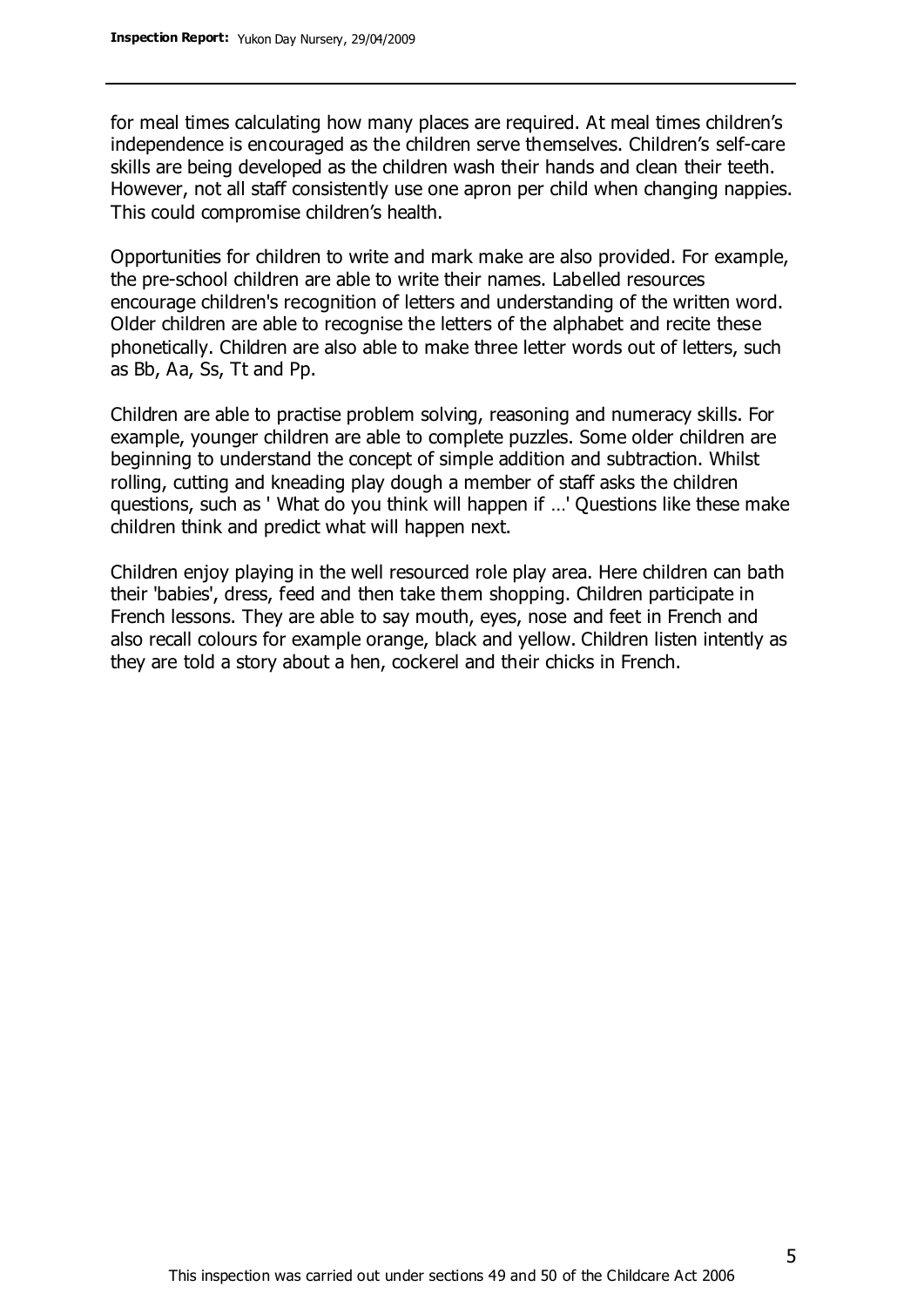for meal times calculating how many places are required. At meal times children's independence is encouraged as the children serve themselves. Children's self-care skills are being developed as the children wash their hands and clean their teeth. However, not all staff consistently use one apron per child when changing nappies. This could compromise children's health.

Opportunities for children to write and mark make are also provided. For example, the pre-school children are able to write their names. Labelled resources encourage children's recognition of letters and understanding of the written word. Older children are able to recognise the letters of the alphabet and recite these phonetically. Children are also able to make three letter words out of letters, such as Bb, Aa, Ss, Tt and Pp.

Children are able to practise problem solving, reasoning and numeracy skills. For example, younger children are able to complete puzzles. Some older children are beginning to understand the concept of simple addition and subtraction. Whilst rolling, cutting and kneading play dough a member of staff asks the children questions, such as ' What do you think will happen if …' Questions like these make children think and predict what will happen next.

Children enjoy playing in the well resourced role play area. Here children can bath their 'babies', dress, feed and then take them shopping. Children participate in French lessons. They are able to say mouth, eyes, nose and feet in French and also recall colours for example orange, black and yellow. Children listen intently as they are told a story about a hen, cockerel and their chicks in French.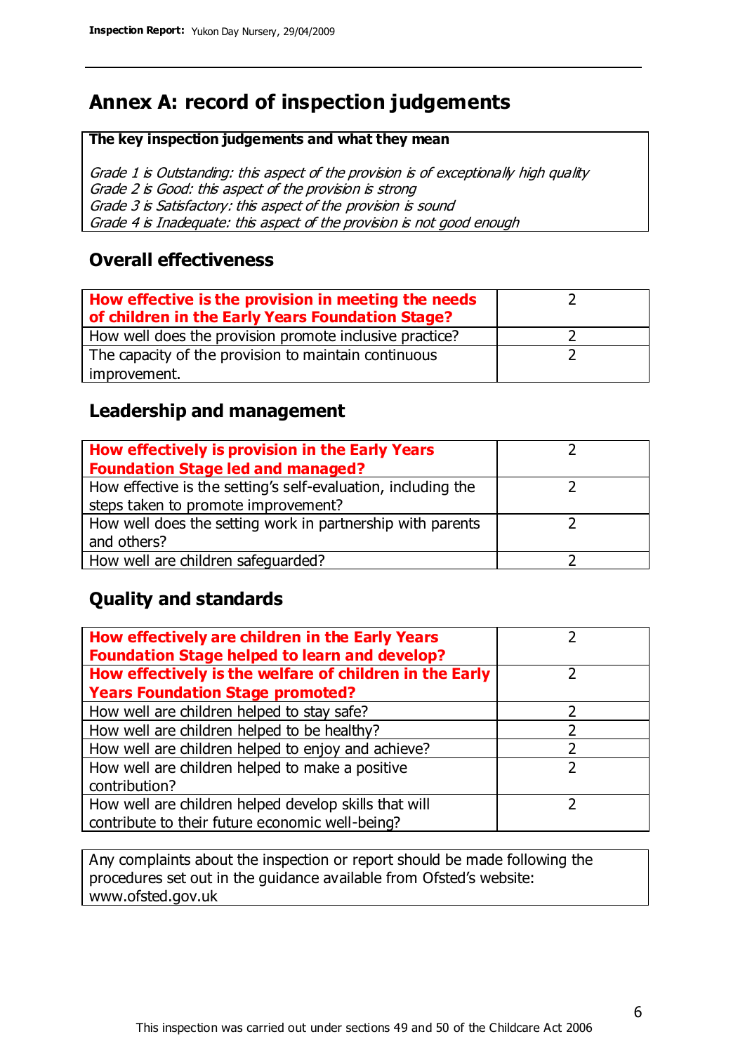# Annex A: record of inspection judgements

**The key inspection judgements and what they mean**

*Grade 1 is Outstanding: this aspect of the provision is of exceptionally high quality*
*Grade 2 is Good: this aspect of the provision is strong*
*Grade 3 is Satisfactory: this aspect of the provision is sound*
*Grade 4 is Inadequate: this aspect of the provision is not good enough*

## Overall effectiveness

| | |
|---|---|
| **How effective is the provision in meeting the needs of children in the Early Years Foundation Stage?** | 2 |
| How well does the provision promote inclusive practice? | 2 |
| The capacity of the provision to maintain continuous improvement. | 2 |

## Leadership and management

| | |
|---|---|
| **How effectively is provision in the Early Years Foundation Stage led and managed?** | 2 |
| How effective is the setting's self-evaluation, including the steps taken to promote improvement? | 2 |
| How well does the setting work in partnership with parents and others? | 2 |
| How well are children safeguarded? | 2 |

## Quality and standards

| | |
|---|---|
| **How effectively are children in the Early Years Foundation Stage helped to learn and develop?** | 2 |
| **How effectively is the welfare of children in the Early Years Foundation Stage promoted?** | 2 |
| How well are children helped to stay safe? | 2 |
| How well are children helped to be healthy? | 2 |
| How well are children helped to enjoy and achieve? | 2 |
| How well are children helped to make a positive contribution? | 2 |
| How well are children helped develop skills that will contribute to their future economic well-being? | 2 |

Any complaints about the inspection or report should be made following the procedures set out in the guidance available from Ofsted's website: www.ofsted.gov.uk

This inspection was carried out under sections 49 and 50 of the Childcare Act 2006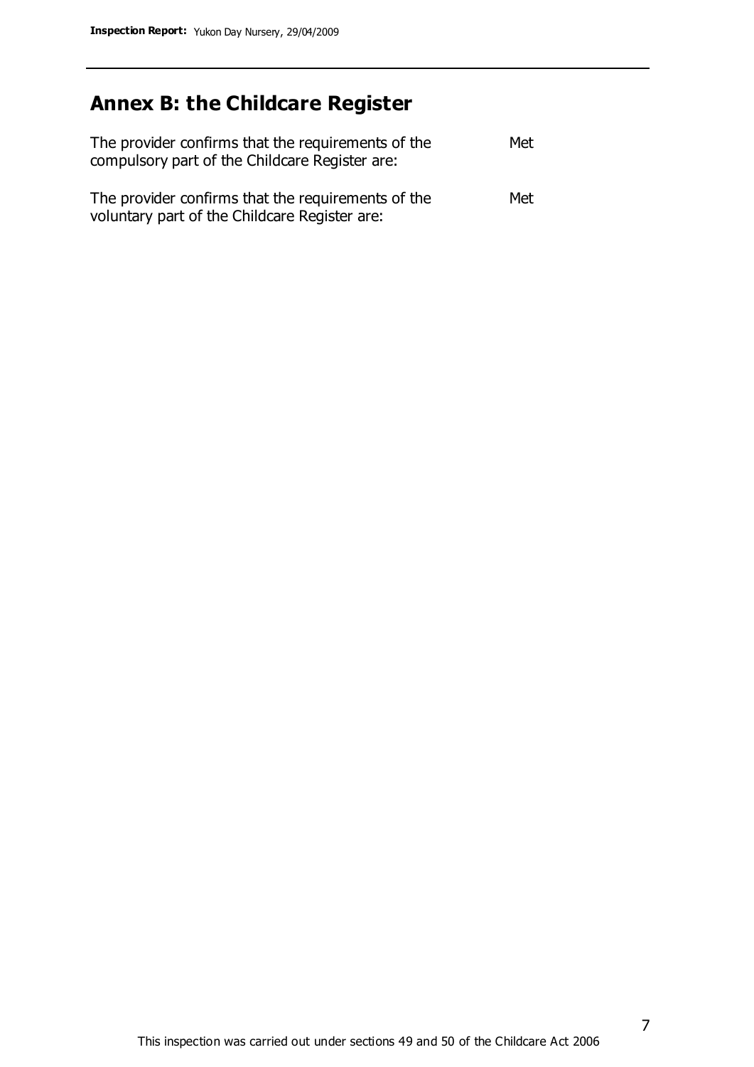## Annex B: the Childcare Register

| | |
|---|---|
| The provider confirms that the requirements of the compulsory part of the Childcare Register are: | Met |
| The provider confirms that the requirements of the voluntary part of the Childcare Register are: | Met |